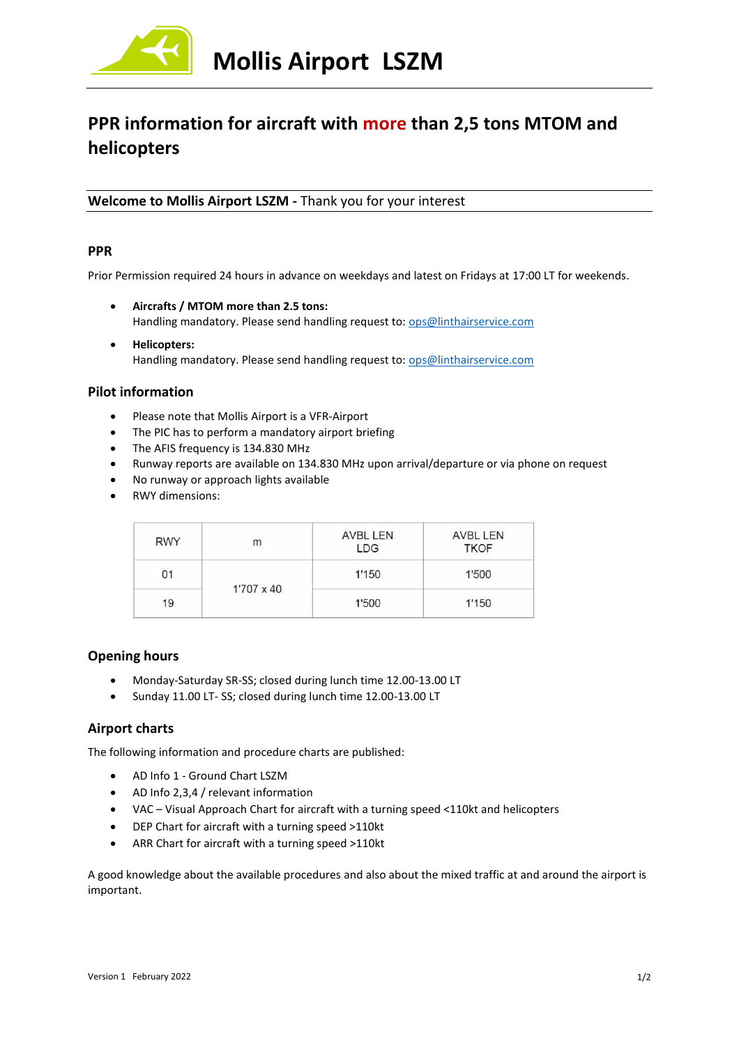# Mollis Airport LSZM

## PPR information for aircraft with more than 2,5 tons MTOM and helicopters

**Welcome to Mollis Airport LSZM -** Thank you for your interest

### PPR

Prior Permission required 24 hours in advance on weekdays and latest on Fridays at 17:00 LT for weekends.

- **Aircrafts / MTOM more than 2.5 tons:**
  Handling mandatory. Please send handling request to: ops@linthairservice.com
- **Helicopters:**
  Handling mandatory. Please send handling request to: ops@linthairservice.com

### Pilot information

- Please note that Mollis Airport is a VFR-Airport
- The PIC has to perform a mandatory airport briefing
- The AFIS frequency is 134.830 MHz
- Runway reports are available on 134.830 MHz upon arrival/departure or via phone on request
- No runway or approach lights available
- RWY dimensions:

| RWY | m | AVBL LEN LDG | AVBL LEN TKOF |
|---|---|---|---|
| 01 | 1'707 x 40 | 1'150 | 1'500 |
| 19 | | 1'500 | 1'150 |

### Opening hours

- Monday-Saturday SR-SS; closed during lunch time 12.00-13.00 LT
- Sunday 11.00 LT- SS; closed during lunch time 12.00-13.00 LT

### Airport charts

The following information and procedure charts are published:

- AD Info 1 - Ground Chart LSZM
- AD Info 2,3,4 / relevant information
- VAC – Visual Approach Chart for aircraft with a turning speed <110kt and helicopters
- DEP Chart for aircraft with a turning speed >110kt
- ARR Chart for aircraft with a turning speed >110kt

A good knowledge about the available procedures and also about the mixed traffic at and around the airport is important.

Version 1 February 2022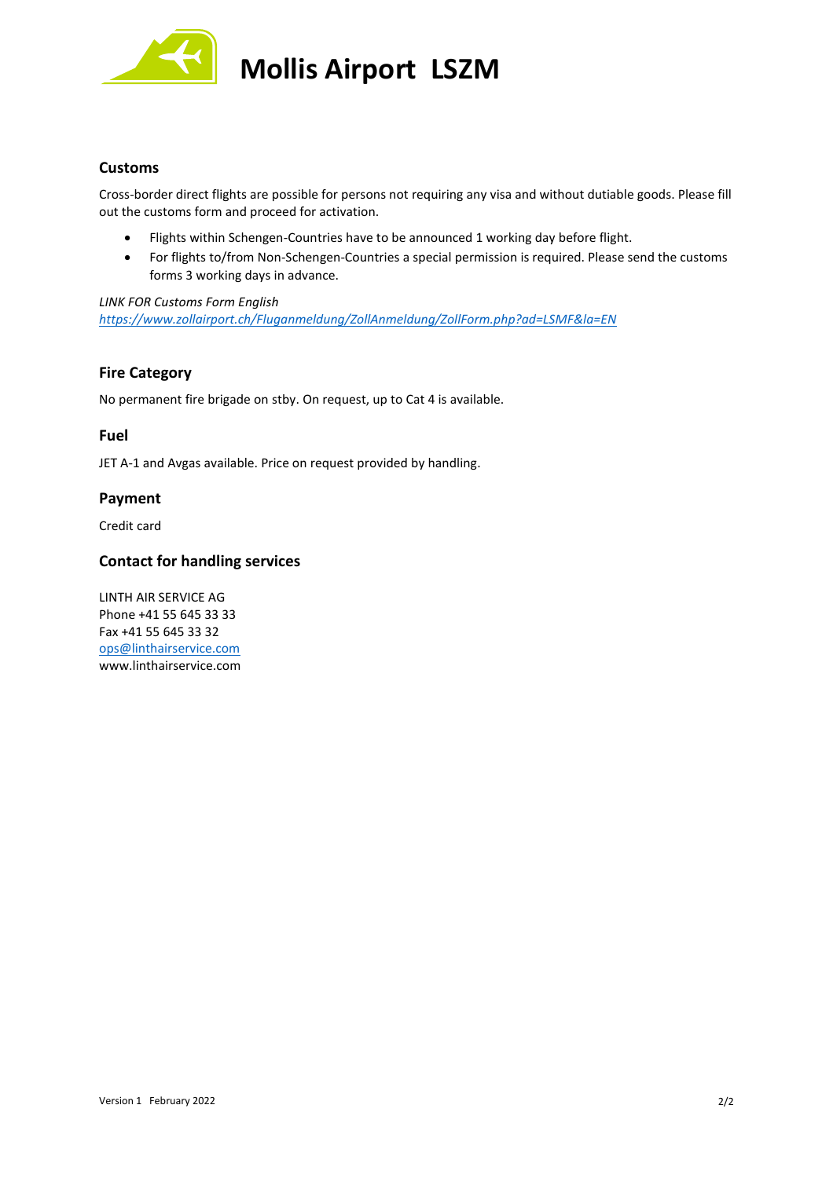# Mollis Airport  LSZM

## Customs

Cross-border direct flights are possible for persons not requiring any visa and without dutiable goods. Please fill out the customs form and proceed for activation.

- Flights within Schengen-Countries have to be announced 1 working day before flight.
- For flights to/from Non-Schengen-Countries a special permission is required. Please send the customs forms 3 working days in advance.

*LINK FOR Customs Form English*
*https://www.zollairport.ch/Fluganmeldung/ZollAnmeldung/ZollForm.php?ad=LSMF&la=EN*

## Fire Category

No permanent fire brigade on stby. On request, up to Cat 4 is available.

## Fuel

JET A-1 and Avgas available. Price on request provided by handling.

## Payment

Credit card

## Contact for handling services

LINTH AIR SERVICE AG
Phone +41 55 645 33 33
Fax +41 55 645 33 32
ops@linthairservice.com
www.linthairservice.com

Version 1  February 2022